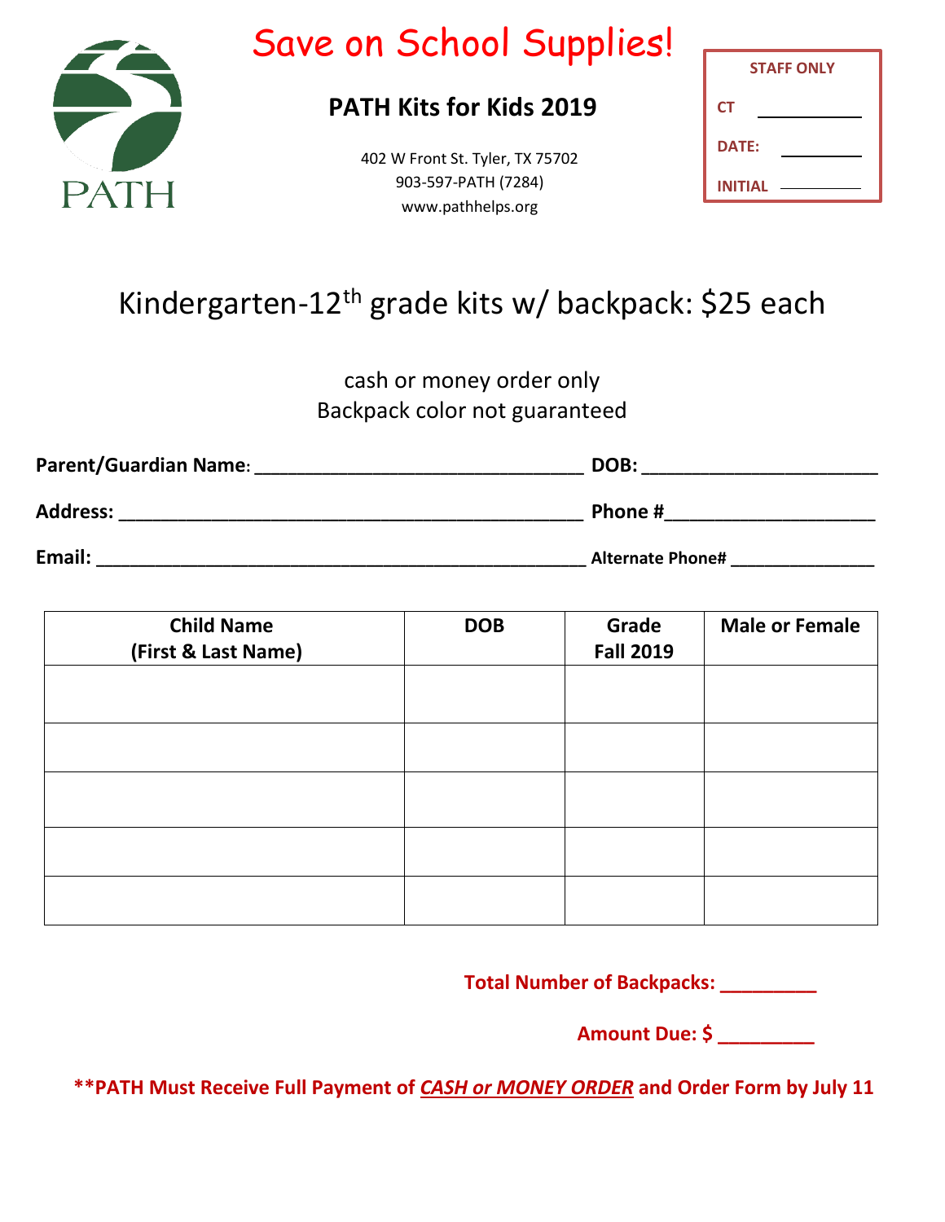PATH

# Save on School Supplies!

## PATH Kits for Kids 2019

402 W Front St. Tyler, TX 75702
903-597-PATH (7284)
www.pathhelps.org

**STAFF ONLY**

**CT** ___________

**DATE:** _________

**INITIAL** __________

## Kindergarten-12th grade kits w/ backpack: $25 each

cash or money order only
Backpack color not guaranteed

**Parent/Guardian Name:** _______________________________ **DOB:** ______________________

**Address:** ____________________________________________ **Phone #**____________________

**Email:** ______________________________________________ **Alternate Phone#** ______________

| Child Name (First & Last Name) | DOB | Grade Fall 2019 | Male or Female |
|---|---|---|---|
| | | | |
| | | | |
| | | | |
| | | | |
| | | | |

**Total Number of Backpacks: _________**

**Amount Due: $ _________**

****PATH Must Receive Full Payment of *CASH or MONEY ORDER* and Order Form by July 11**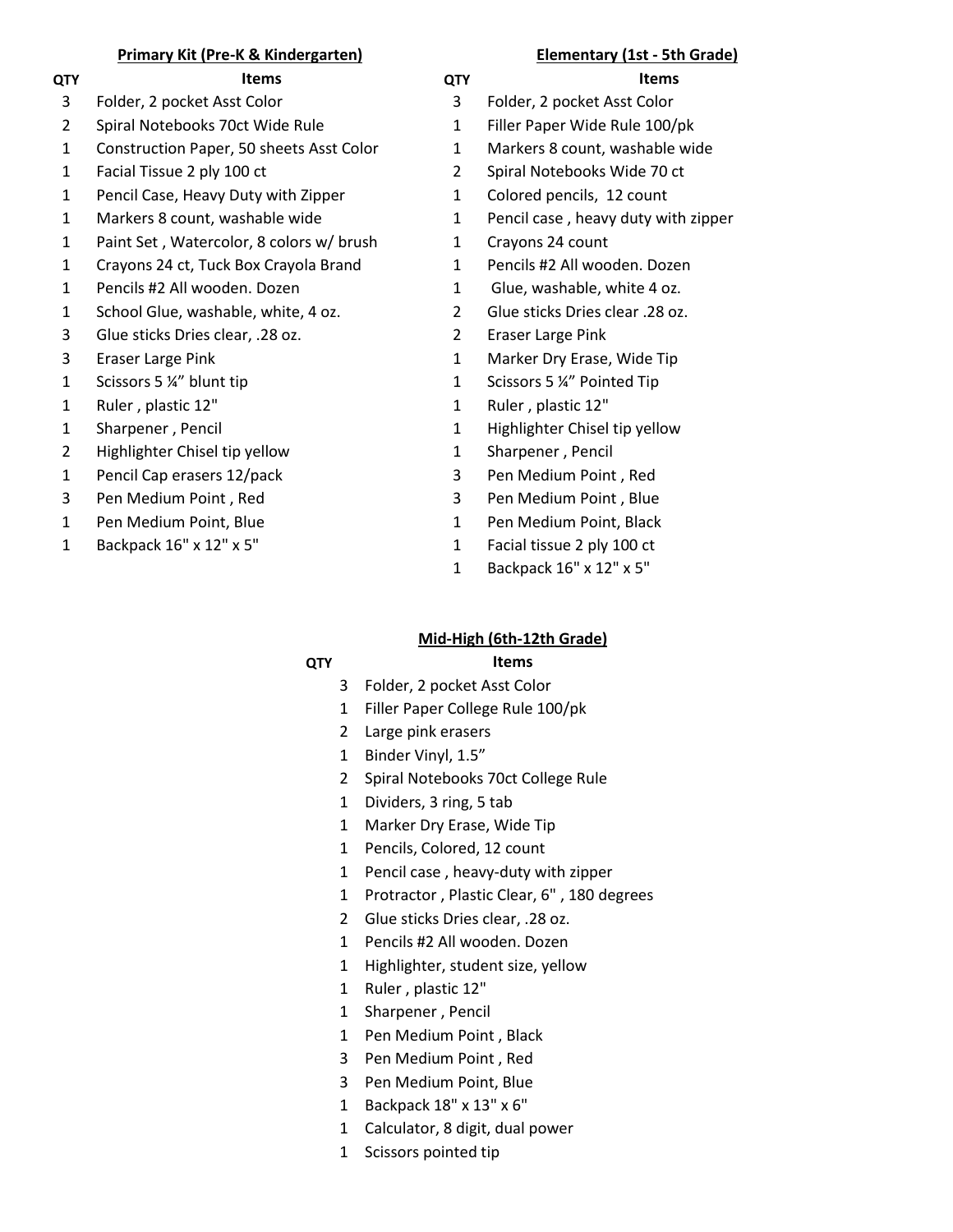## Primary Kit (Pre-K & Kindergarten)

| QTY | Items |
|---|---|
| 3 | Folder, 2 pocket Asst Color |
| 2 | Spiral Notebooks 70ct Wide Rule |
| 1 | Construction Paper, 50 sheets Asst Color |
| 1 | Facial Tissue 2 ply 100 ct |
| 1 | Pencil Case, Heavy Duty with Zipper |
| 1 | Markers 8 count, washable wide |
| 1 | Paint Set , Watercolor, 8 colors w/ brush |
| 1 | Crayons 24 ct, Tuck Box Crayola Brand |
| 1 | Pencils #2 All wooden. Dozen |
| 1 | School Glue, washable, white, 4 oz. |
| 3 | Glue sticks Dries clear, .28 oz. |
| 3 | Eraser Large Pink |
| 1 | Scissors 5 ¼" blunt tip |
| 1 | Ruler , plastic 12" |
| 1 | Sharpener , Pencil |
| 2 | Highlighter Chisel tip yellow |
| 1 | Pencil Cap erasers 12/pack |
| 3 | Pen Medium Point , Red |
| 1 | Pen Medium Point, Blue |
| 1 | Backpack 16" x 12" x 5" |

## Elementary (1st - 5th Grade)

| QTY | Items |
|---|---|
| 3 | Folder, 2 pocket Asst Color |
| 1 | Filler Paper Wide Rule 100/pk |
| 1 | Markers 8 count, washable wide |
| 2 | Spiral Notebooks Wide 70 ct |
| 1 | Colored pencils, 12 count |
| 1 | Pencil case , heavy duty with zipper |
| 1 | Crayons 24 count |
| 1 | Pencils #2 All wooden. Dozen |
| 1 | Glue, washable, white 4 oz. |
| 2 | Glue sticks Dries clear .28 oz. |
| 2 | Eraser Large Pink |
| 1 | Marker Dry Erase, Wide Tip |
| 1 | Scissors 5 ¼" Pointed Tip |
| 1 | Ruler , plastic 12" |
| 1 | Highlighter Chisel tip yellow |
| 1 | Sharpener , Pencil |
| 3 | Pen Medium Point , Red |
| 3 | Pen Medium Point , Blue |
| 1 | Pen Medium Point, Black |
| 1 | Facial tissue 2 ply 100 ct |
| 1 | Backpack 16" x 12" x 5" |

## Mid-High (6th-12th Grade)

| QTY | Items |
|---|---|
| 3 | Folder, 2 pocket Asst Color |
| 1 | Filler Paper College Rule 100/pk |
| 2 | Large pink erasers |
| 1 | Binder Vinyl, 1.5" |
| 2 | Spiral Notebooks 70ct College Rule |
| 1 | Dividers, 3 ring, 5 tab |
| 1 | Marker Dry Erase, Wide Tip |
| 1 | Pencils, Colored, 12 count |
| 1 | Pencil case , heavy-duty with zipper |
| 1 | Protractor , Plastic Clear, 6" , 180 degrees |
| 2 | Glue sticks Dries clear, .28 oz. |
| 1 | Pencils #2 All wooden. Dozen |
| 1 | Highlighter, student size, yellow |
| 1 | Ruler , plastic 12" |
| 1 | Sharpener , Pencil |
| 1 | Pen Medium Point , Black |
| 3 | Pen Medium Point , Red |
| 3 | Pen Medium Point, Blue |
| 1 | Backpack 18" x 13" x 6" |
| 1 | Calculator, 8 digit, dual power |
| 1 | Scissors pointed tip |